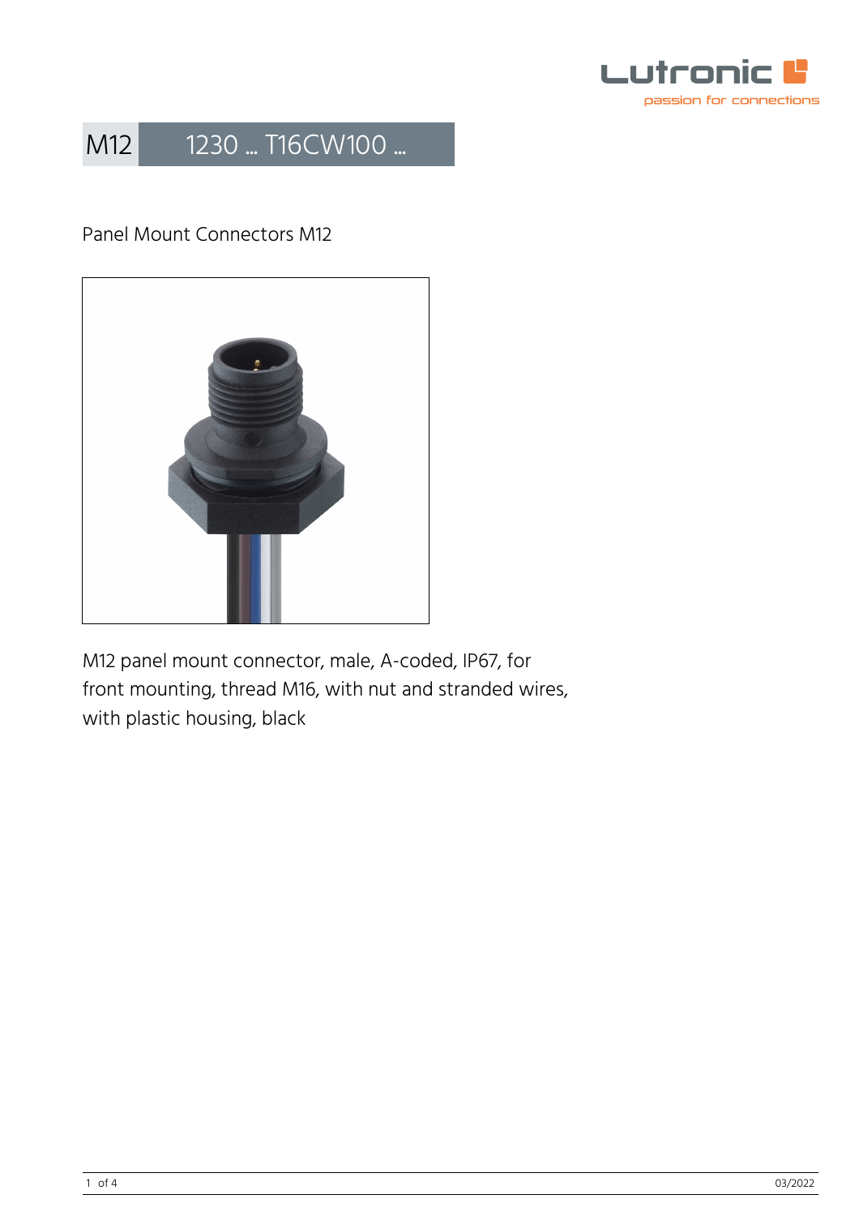# M12 1230 ... T16CW100 ...

Panel Mount Connectors M12

M12 panel mount connector, male, A-coded, IP67, for front mounting, thread M16, with nut and stranded wires, with plastic housing, black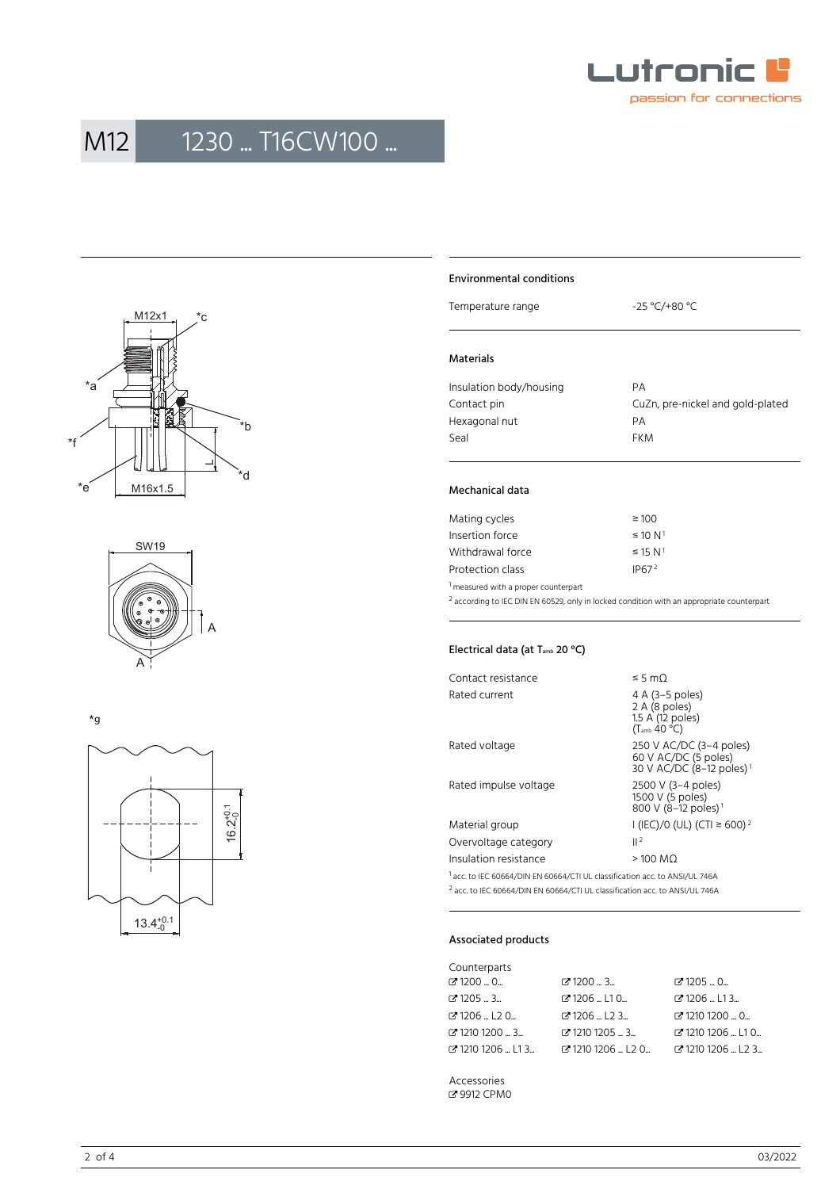# M12 1230 … T16CW100 …

M12x1 *c *a *b *f *d *e M16x1.5 L

SW19 A A

*g

$16.2^{+0.1}_{-0}$

$13.4^{+0.1}_{-0}$

## Environmental conditions

| | |
|---|---|
| Temperature range | -25 °C/+80 °C |

## Materials

| | |
|---|---|
| Insulation body/housing | PA |
| Contact pin | CuZn, pre-nickel and gold-plated |
| Hexagonal nut | PA |
| Seal | FKM |

## Mechanical data

| | |
|---|---|
| Mating cycles | ≥ 100 |
| Insertion force | ≤ 10 N [1] |
| Withdrawal force | ≤ 15 N [1] |
| Protection class | IP67 [2] |

[1] measured with a proper counterpart

[2] according to IEC DIN EN 60529, only in locked condition with an appropriate counterpart

## Electrical data (at $T_{amb}$ 20 °C)

| | |
|---|---|
| Contact resistance | ≤ 5 mΩ |
| Rated current | 4 A (3–5 poles)<br>2 A (8 poles)<br>1.5 A (12 poles)<br>($T_{amb}$ 40 °C) |
| Rated voltage | 250 V AC/DC (3–4 poles)<br>60 V AC/DC (5 poles)<br>30 V AC/DC (8–12 poles) [1] |
| Rated impulse voltage | 2500 V (3–4 poles)<br>1500 V (5 poles)<br>800 V (8–12 poles) [1] |
| Material group | I (IEC)/0 (UL) (CTI ≥ 600) [2] |
| Overvoltage category | II [2] |
| Insulation resistance | > 100 MΩ |

[1] acc. to IEC 60664/DIN EN 60664/CTI UL classification acc. to ANSI/UL 746A

[2] acc. to IEC 60664/DIN EN 60664/CTI UL classification acc. to ANSI/UL 746A

## Associated products

Counterparts

| | | |
|---|---|---|
| 1200 … 0… | 1200 … 3… | 1205 … 0… |
| 1205 … 3… | 1206 … L1 0… | 1206 … L1 3… |
| 1206 … L2 0… | 1206 … L2 3… | 1210 1200 … 0… |
| 1210 1200 … 3… | 1210 1205 … 3… | 1210 1206 … L1 0… |
| 1210 1206 … L1 3… | 1210 1206 … L2 0… | 1210 1206 … L2 3… |

Accessories

9912 CPM0

03/2022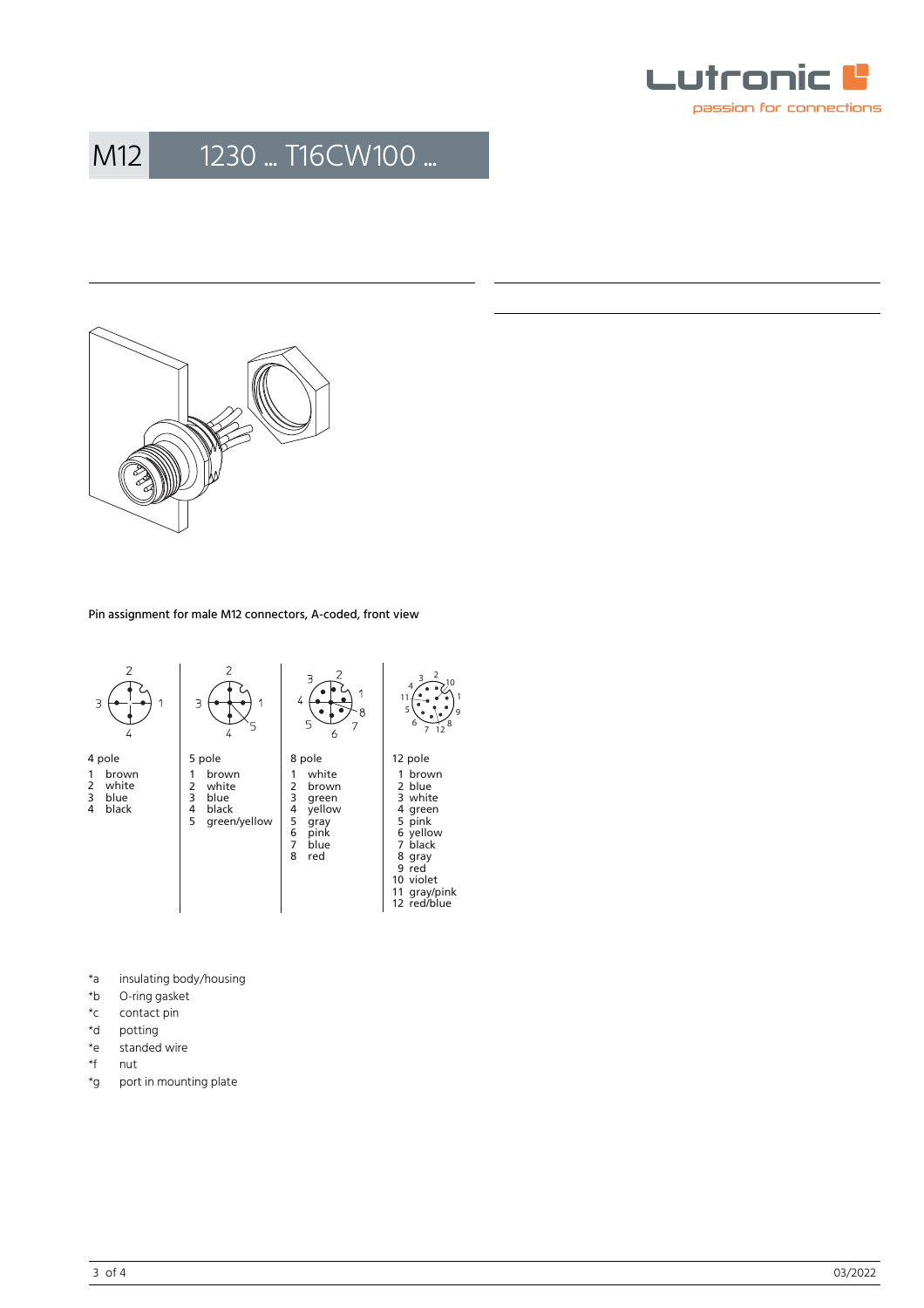# M12 1230 ... T16CW100 ...

Pin assignment for male M12 connectors, A-coded, front view

| 4 pole | 5 pole | 8 pole | 12 pole |
|---|---|---|---|
| 1 brown | 1 brown | 1 white | 1 brown |
| 2 white | 2 white | 2 brown | 2 blue |
| 3 blue | 3 blue | 3 green | 3 white |
| 4 black | 4 black | 4 yellow | 4 green |
| | 5 green/yellow | 5 gray | 5 pink |
| | | 6 pink | 6 yellow |
| | | 7 blue | 7 black |
| | | 8 red | 8 gray |
| | | | 9 red |
| | | | 10 violet |
| | | | 11 gray/pink |
| | | | 12 red/blue |

*a insulating body/housing
*b O-ring gasket
*c contact pin
*d potting
*e standed wire
*f nut
*g port in mounting plate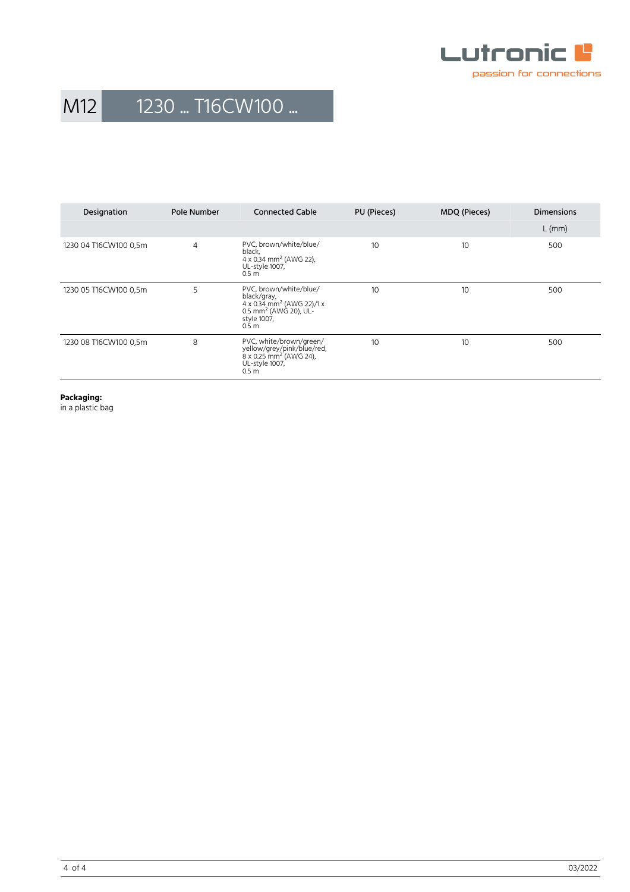# M12 1230 ... T16CW100 ...

| Designation | Pole Number | Connected Cable | PU (Pieces) | MDQ (Pieces) | Dimensions |
|---|---|---|---|---|---|
| | | | | | L (mm) |
| 1230 04 T16CW100 0,5m | 4 | PVC, brown/white/blue/ black, 4 x 0.34 $mm^2$ (AWG 22), UL-style 1007, 0.5 m | 10 | 10 | 500 |
| 1230 05 T16CW100 0,5m | 5 | PVC, brown/white/blue/ black/gray, 4 x 0.34 $mm^2$ (AWG 22)/1 x 0.5 $mm^2$ (AWG 20), UL-style 1007, 0.5 m | 10 | 10 | 500 |
| 1230 08 T16CW100 0,5m | 8 | PVC, white/brown/green/ yellow/grey/pink/blue/red, 8 x 0.25 $mm^2$ (AWG 24), UL-style 1007, 0.5 m | 10 | 10 | 500 |

**Packaging:**
in a plastic bag